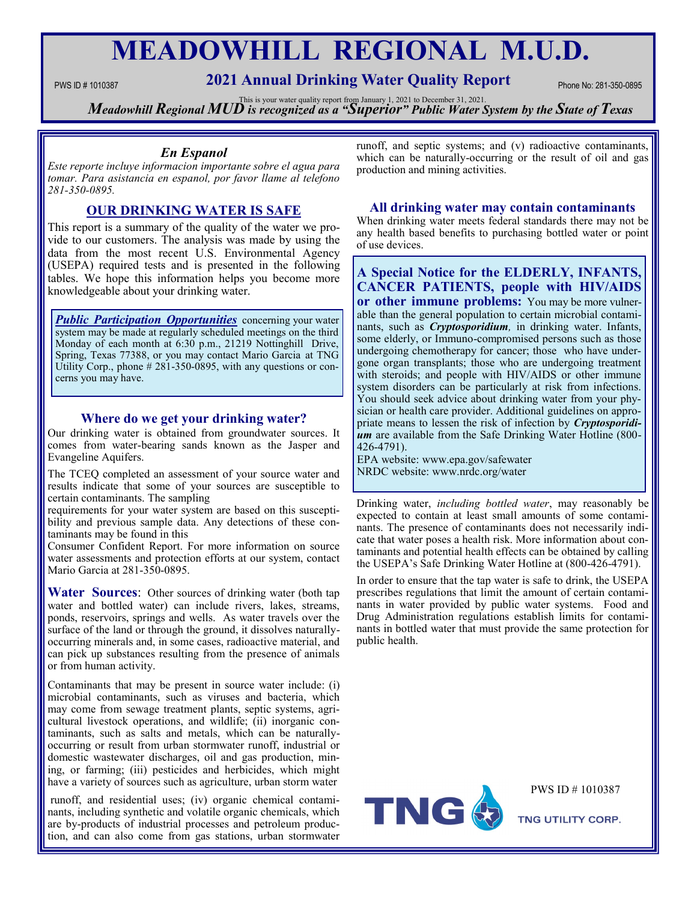# MEADOWHILL REGIONAL M.U.D.

PWS ID # 1010387

## 2021 Annual Drinking Water Quality Report

Phone No: 281-350-0895

This is your water quality report from January 1, 2021 to December 31, 2021.

***Meadowhill Regional MUD is recognized as a "Superior" Public Water System by the State of Texas***

### *En Espanol*

*Este reporte incluye informacion importante sobre el agua para tomar. Para asistancia en espanol, por favor llame al telefono 281-350-0895.*

### OUR DRINKING WATER IS SAFE

This report is a summary of the quality of the water we provide to our customers. The analysis was made by using the data from the most recent U.S. Environmental Agency (USEPA) required tests and is presented in the following tables. We hope this information helps you become more knowledgeable about your drinking water.

***Public Participation Opportunities*** concerning your water system may be made at regularly scheduled meetings on the third Monday of each month at 6:30 p.m., 21219 Nottinghill Drive, Spring, Texas 77388, or you may contact Mario Garcia at TNG Utility Corp., phone # 281-350-0895, with any questions or concerns you may have.

### Where do we get your drinking water?

Our drinking water is obtained from groundwater sources. It comes from water-bearing sands known as the Jasper and Evangeline Aquifers.

The TCEQ completed an assessment of your source water and results indicate that some of your sources are susceptible to certain contaminants. The sampling requirements for your water system are based on this susceptibility and previous sample data. Any detections of these contaminants may be found in this Consumer Confident Report. For more information on source water assessments and protection efforts at our system, contact Mario Garcia at 281-350-0895.

**Water Sources**: Other sources of drinking water (both tap water and bottled water) can include rivers, lakes, streams, ponds, reservoirs, springs and wells. As water travels over the surface of the land or through the ground, it dissolves naturally-occurring minerals and, in some cases, radioactive material, and can pick up substances resulting from the presence of animals or from human activity.

Contaminants that may be present in source water include: (i) microbial contaminants, such as viruses and bacteria, which may come from sewage treatment plants, septic systems, agricultural livestock operations, and wildlife; (ii) inorganic contaminants, such as salts and metals, which can be naturally-occurring or result from urban stormwater runoff, industrial or domestic wastewater discharges, oil and gas production, mining, or farming; (iii) pesticides and herbicides, which might have a variety of sources such as agriculture, urban storm water runoff, and residential uses; (iv) organic chemical contaminants, including synthetic and volatile organic chemicals, which are by-products of industrial processes and petroleum production, and can also come from gas stations, urban stormwater runoff, and septic systems; and (v) radioactive contaminants, which can be naturally-occurring or the result of oil and gas production and mining activities.

### All drinking water may contain contaminants

When drinking water meets federal standards there may not be any health based benefits to purchasing bottled water or point of use devices.

**A Special Notice for the ELDERLY, INFANTS, CANCER PATIENTS, people with HIV/AIDS or other immune problems:** You may be more vulnerable than the general population to certain microbial contaminants, such as ***Cryptosporidium***, in drinking water. Infants, some elderly, or Immuno-compromised persons such as those undergoing chemotherapy for cancer; those who have undergone organ transplants; those who are undergoing treatment with steroids; and people with HIV/AIDS or other immune system disorders can be particularly at risk from infections. You should seek advice about drinking water from your physician or health care provider. Additional guidelines on appropriate means to lessen the risk of infection by ***Cryptosporidium*** are available from the Safe Drinking Water Hotline (800-426-4791).

EPA website: www.epa.gov/safewater
NRDC website: www.nrdc.org/water

Drinking water, *including bottled water*, may reasonably be expected to contain at least small amounts of some contaminants. The presence of contaminants does not necessarily indicate that water poses a health risk. More information about contaminants and potential health effects can be obtained by calling the USEPA's Safe Drinking Water Hotline at (800-426-4791).

In order to ensure that the tap water is safe to drink, the USEPA prescribes regulations that limit the amount of certain contaminants in water provided by public water systems. Food and Drug Administration regulations establish limits for contaminants in bottled water that must provide the same protection for public health.

PWS ID # 1010387

TNG UTILITY CORP.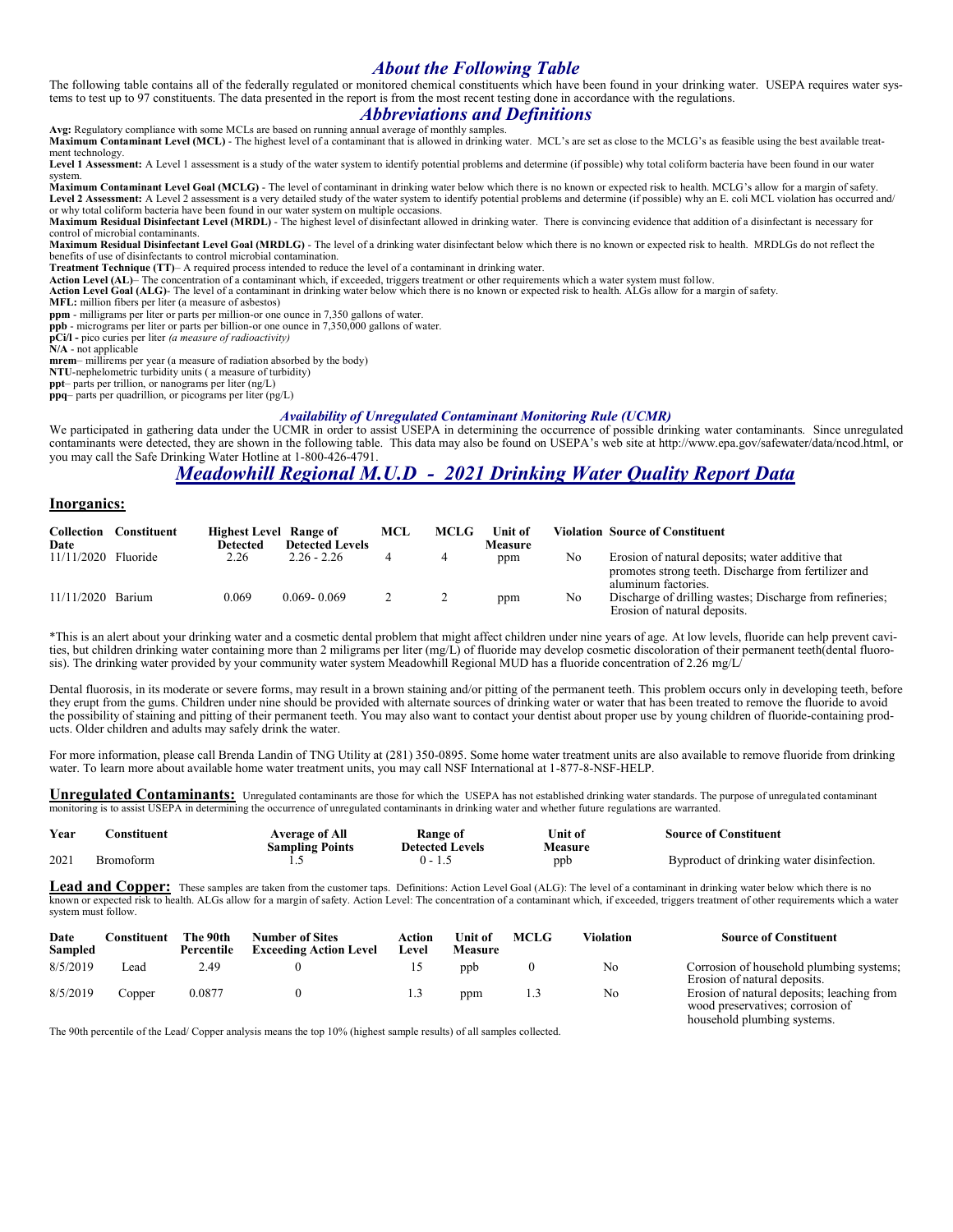## *About the Following Table*

The following table contains all of the federally regulated or monitored chemical constituents which have been found in your drinking water. USEPA requires water systems to test up to 97 constituents. The data presented in the report is from the most recent testing done in accordance with the regulations.

## *Abbreviations and Definitions*

**Avg:** Regulatory compliance with some MCLs are based on running annual average of monthly samples.
**Maximum Contaminant Level (MCL)** - The highest level of a contaminant that is allowed in drinking water. MCL's are set as close to the MCLG's as feasible using the best available treatment technology.
**Level 1 Assessment:** A Level 1 assessment is a study of the water system to identify potential problems and determine (if possible) why total coliform bacteria have been found in our water system.
**Maximum Contaminant Level Goal (MCLG)** - The level of contaminant in drinking water below which there is no known or expected risk to health. MCLG's allow for a margin of safety.
**Level 2 Assessment:** A Level 2 assessment is a very detailed study of the water system to identify potential problems and determine (if possible) why an E. coli MCL violation has occurred and/or why total coliform bacteria have been found in our water system on multiple occasions.
**Maximum Residual Disinfectant Level (MRDL)** - The highest level of disinfectant allowed in drinking water. There is convincing evidence that addition of a disinfectant is necessary for control of microbial contaminants.
**Maximum Residual Disinfectant Level Goal (MRDLG)** - The level of a drinking water disinfectant below which there is no known or expected risk to health. MRDLGs do not reflect the benefits of use of disinfectants to control microbial contamination.
**Treatment Technique (TT)**– A required process intended to reduce the level of a contaminant in drinking water.
**Action Level (AL)**– The concentration of a contaminant which, if exceeded, triggers treatment or other requirements which a water system must follow.
**Action Level Goal (ALG)**- The level of a contaminant in drinking water below which there is no known or expected risk to health. ALGs allow for a margin of safety.
**MFL:** million fibers per liter (a measure of asbestos)
**ppm** - milligrams per liter or parts per million-or one ounce in 7,350 gallons of water.
**ppb** - micrograms per liter or parts per billion-or one ounce in 7,350,000 gallons of water.
**pCi/l -** pico curies per liter *(a measure of radioactivity)*
**N/A** - not applicable
**mrem**– millirems per year (a measure of radiation absorbed by the body)
**NTU**-nephelometric turbidity units ( a measure of turbidity)
**ppt**– parts per trillion, or nanograms per liter (ng/L)
**ppq**– parts per quadrillion, or picograms per liter (pg/L)

### *Availability of Unregulated Contaminant Monitoring Rule (UCMR)*

We participated in gathering data under the UCMR in order to assist USEPA in determining the occurrence of possible drinking water contaminants. Since unregulated contaminants were detected, they are shown in the following table. This data may also be found on USEPA's web site at http://www.epa.gov/safewater/data/ncod.html, or you may call the Safe Drinking Water Hotline at 1-800-426-4791.

## *Meadowhill Regional M.U.D - 2021 Drinking Water Quality Report Data*

### Inorganics:

| Collection Date | Constituent | Highest Level Detected | Range of Detected Levels | MCL | MCLG | Unit of Measure | Violation | Source of Constituent |
|---|---|---|---|---|---|---|---|---|
| 11/11/2020 | Fluoride | 2.26 | 2.26 - 2.26 | 4 | 4 | ppm | No | Erosion of natural deposits; water additive that promotes strong teeth. Discharge from fertilizer and aluminum factories. |
| 11/11/2020 | Barium | 0.069 | 0.069- 0.069 | 2 | 2 | ppm | No | Discharge of drilling wastes; Discharge from refineries; Erosion of natural deposits. |

*This is an alert about your drinking water and a cosmetic dental problem that might affect children under nine years of age. At low levels, fluoride can help prevent cavities, but children drinking water containing more than 2 miligrams per liter (mg/L) of fluoride may develop cosmetic discoloration of their permanent teeth(dental fluorosis). The drinking water provided by your community water system Meadowhill Regional MUD has a fluoride concentration of 2.26 mg/L

Dental fluorosis, in its moderate or severe forms, may result in a brown staining and/or pitting of the permanent teeth. This problem occurs only in developing teeth, before they erupt from the gums. Children under nine should be provided with alternate sources of drinking water or water that has been treated to remove the fluoride to avoid the possibility of staining and pitting of their permanent teeth. You may also want to contact your dentist about proper use by young children of fluoride-containing products. Older children and adults may safely drink the water.

For more information, please call Brenda Landin of TNG Utility at (281) 350-0895. Some home water treatment units are also available to remove fluoride from drinking water. To learn more about available home water treatment units, you may call NSF International at 1-877-8-NSF-HELP.

**Unregulated Contaminants:** Unregulated contaminants are those for which the USEPA has not established drinking water standards. The purpose of unregulated contaminant monitoring is to assist USEPA in determining the occurrence of unregulated contaminants in drinking water and whether future regulations are warranted.

| Year | Constituent | Average of All Sampling Points | Range of Detected Levels | Unit of Measure | Source of Constituent |
|---|---|---|---|---|---|
| 2021 | Bromoform | 1.5 | 0 - 1.5 | ppb | Byproduct of drinking water disinfection. |

**Lead and Copper:** These samples are taken from the customer taps. Definitions: Action Level Goal (ALG): The level of a contaminant in drinking water below which there is no known or expected risk to health. ALGs allow for a margin of safety. Action Level: The concentration of a contaminant which, if exceeded, triggers treatment of other requirements which a water system must follow.

| Date Sampled | Constituent | The 90th Percentile | Number of Sites Exceeding Action Level | Action Level | Unit of Measure | MCLG | Violation | Source of Constituent |
|---|---|---|---|---|---|---|---|---|
| 8/5/2019 | Lead | 2.49 | 0 | 15 | ppb | 0 | No | Corrosion of household plumbing systems; Erosion of natural deposits. |
| 8/5/2019 | Copper | 0.0877 | 0 | 1.3 | ppm | 1.3 | No | Erosion of natural deposits; leaching from wood preservatives; corrosion of household plumbing systems. |

The 90th percentile of the Lead/ Copper analysis means the top 10% (highest sample results) of all samples collected.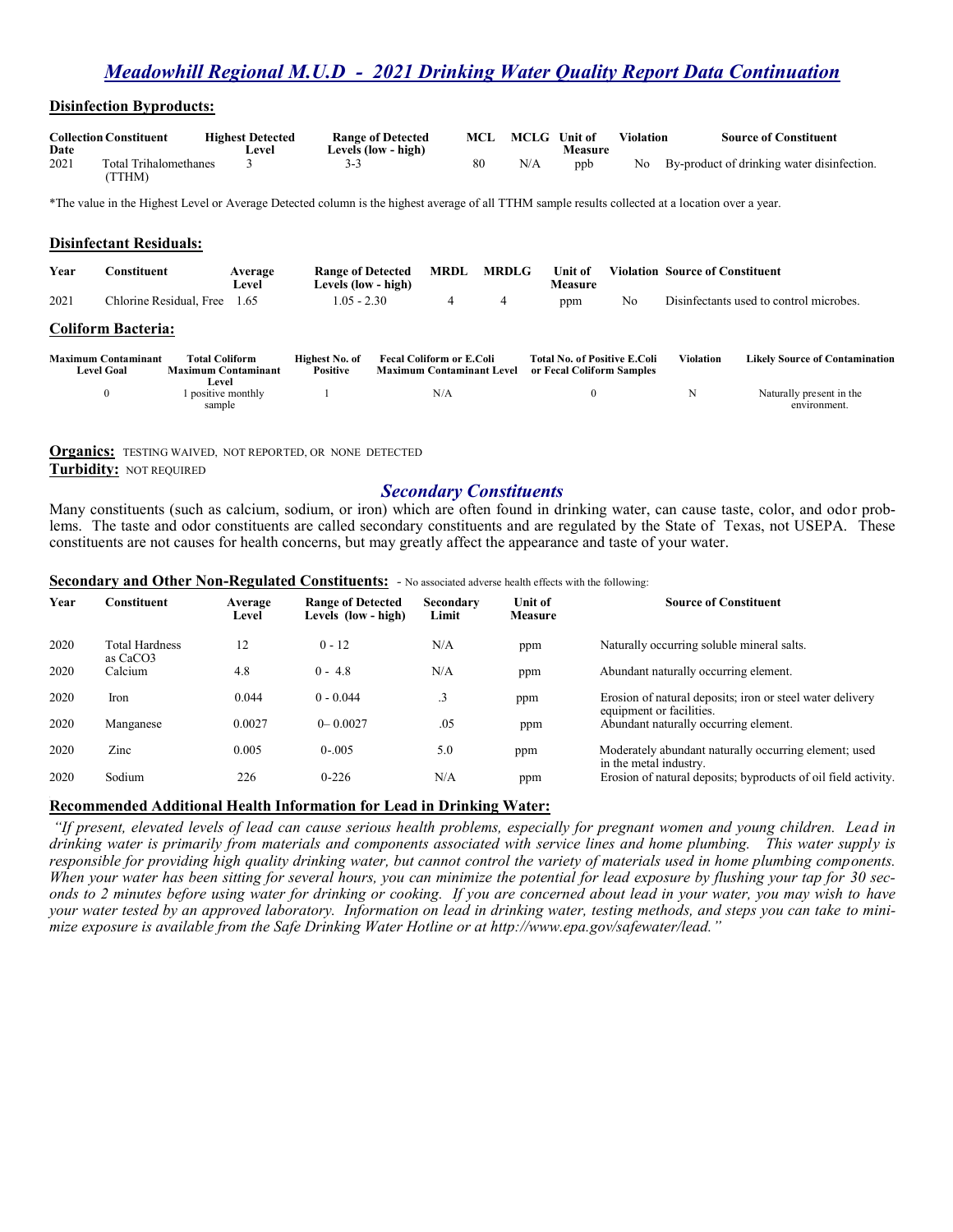# *Meadowhill Regional M.U.D - 2021 Drinking Water Quality Report Data Continuation*

## Disinfection Byproducts:

| Collection Date | Constituent | Highest Detected Level | Range of Detected Levels (low - high) | MCL | MCLG | Unit of Measure | Violation | Source of Constituent |
|---|---|---|---|---|---|---|---|---|
| 2021 | Total Trihalomethanes (TTHM) | 3 | 3-3 | 80 | N/A | ppb | No | By-product of drinking water disinfection. |

*The value in the Highest Level or Average Detected column is the highest average of all TTHM sample results collected at a location over a year.

## Disinfectant Residuals:

| Year | Constituent | Average Level | Range of Detected Levels (low - high) | MRDL | MRDLG | Unit of Measure | Violation | Source of Constituent |
|---|---|---|---|---|---|---|---|---|
| 2021 | Chlorine Residual, Free | 1.65 | 1.05 - 2.30 | 4 | 4 | ppm | No | Disinfectants used to control microbes. |

## Coliform Bacteria:

| Maximum Contaminant Level Goal | Total Coliform Maximum Contaminant Level | Highest No. of Positive | Fecal Coliform or E.Coli Maximum Contaminant Level | Total No. of Positive E.Coli or Fecal Coliform Samples | Violation | Likely Source of Contamination |
|---|---|---|---|---|---|---|
| 0 | 1 positive monthly sample | 1 | N/A | 0 | N | Naturally present in the environment. |

**Organics:** TESTING WAIVED, NOT REPORTED, OR NONE DETECTED

**Turbidity:** NOT REQUIRED

## *Secondary Constituents*

Many constituents (such as calcium, sodium, or iron) which are often found in drinking water, can cause taste, color, and odor problems. The taste and odor constituents are called secondary constituents and are regulated by the State of Texas, not USEPA. These constituents are not causes for health concerns, but may greatly affect the appearance and taste of your water.

**Secondary and Other Non-Regulated Constituents:** - No associated adverse health effects with the following:

| Year | Constituent | Average Level | Range of Detected Levels (low - high) | Secondary Limit | Unit of Measure | Source of Constituent |
|---|---|---|---|---|---|---|
| 2020 | Total Hardness as $CaCO_3$ | 12 | 0 - 12 | N/A | ppm | Naturally occurring soluble mineral salts. |
| 2020 | Calcium | 4.8 | 0 - 4.8 | N/A | ppm | Abundant naturally occurring element. |
| 2020 | Iron | 0.044 | 0 - 0.044 | .3 | ppm | Erosion of natural deposits; iron or steel water delivery equipment or facilities. |
| 2020 | Manganese | 0.0027 | 0– 0.0027 | .05 | ppm | Abundant naturally occurring element. |
| 2020 | Zinc | 0.005 | 0-.005 | 5.0 | ppm | Moderately abundant naturally occurring element; used in the metal industry. |
| 2020 | Sodium | 226 | 0-226 | N/A | ppm | Erosion of natural deposits; byproducts of oil field activity. |

## Recommended Additional Health Information for Lead in Drinking Water:

*"If present, elevated levels of lead can cause serious health problems, especially for pregnant women and young children. Lead in drinking water is primarily from materials and components associated with service lines and home plumbing. This water supply is responsible for providing high quality drinking water, but cannot control the variety of materials used in home plumbing components. When your water has been sitting for several hours, you can minimize the potential for lead exposure by flushing your tap for 30 seconds to 2 minutes before using water for drinking or cooking. If you are concerned about lead in your water, you may wish to have your water tested by an approved laboratory. Information on lead in drinking water, testing methods, and steps you can take to minimize exposure is available from the Safe Drinking Water Hotline or at http://www.epa.gov/safewater/lead."*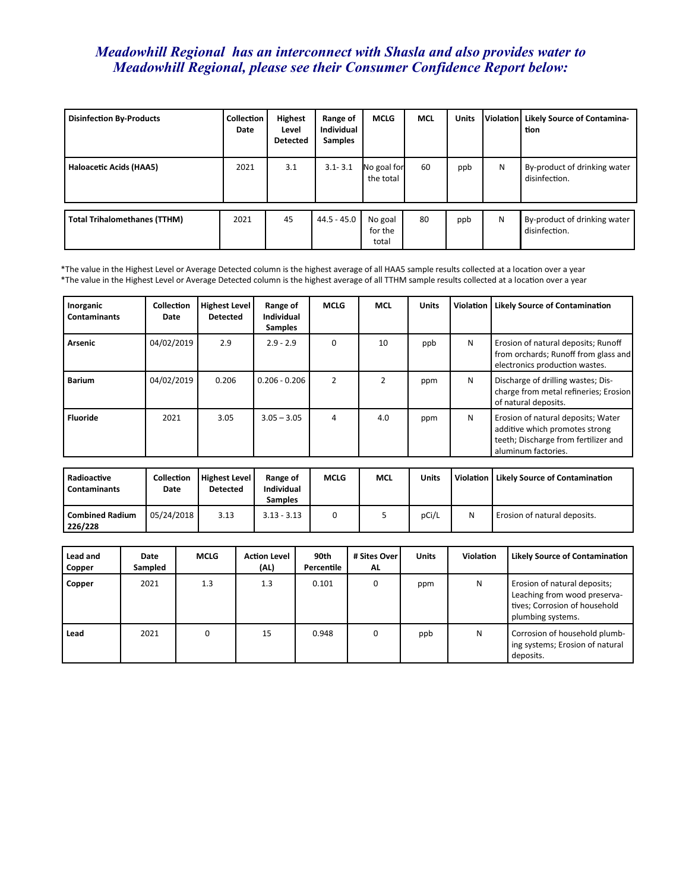*Meadowhill Regional has an interconnect with Shasla and also provides water to Meadowhill Regional, please see their Consumer Confidence Report below:*

| Disinfection By-Products | Collection Date | Highest Level Detected | Range of Individual Samples | MCLG | MCL | Units | Violation | Likely Source of Contamination |
|---|---|---|---|---|---|---|---|---|
| Haloacetic Acids (HAA5) | 2021 | 3.1 | 3.1- 3.1 | No goal for the total | 60 | ppb | N | By-product of drinking water disinfection. |
| Total Trihalomethanes (TTHM) | 2021 | 45 | 44.5 - 45.0 | No goal for the total | 80 | ppb | N | By-product of drinking water disinfection. |

*The value in the Highest Level or Average Detected column is the highest average of all HAA5 sample results collected at a location over a year
*The value in the Highest Level or Average Detected column is the highest average of all TTHM sample results collected at a location over a year

| Inorganic Contaminants | Collection Date | Highest Level Detected | Range of Individual Samples | MCLG | MCL | Units | Violation | Likely Source of Contamination |
|---|---|---|---|---|---|---|---|---|
| Arsenic | 04/02/2019 | 2.9 | 2.9 - 2.9 | 0 | 10 | ppb | N | Erosion of natural deposits; Runoff from orchards; Runoff from glass and electronics production wastes. |
| Barium | 04/02/2019 | 0.206 | 0.206 - 0.206 | 2 | 2 | ppm | N | Discharge of drilling wastes; Discharge from metal refineries; Erosion of natural deposits. |
| Fluoride | 2021 | 3.05 | 3.05 – 3.05 | 4 | 4.0 | ppm | N | Erosion of natural deposits; Water additive which promotes strong teeth; Discharge from fertilizer and aluminum factories. |

| Radioactive Contaminants | Collection Date | Highest Level Detected | Range of Individual Samples | MCLG | MCL | Units | Violation | Likely Source of Contamination |
|---|---|---|---|---|---|---|---|---|
| Combined Radium 226/228 | 05/24/2018 | 3.13 | 3.13 - 3.13 | 0 | 5 | pCi/L | N | Erosion of natural deposits. |

| Lead and Copper | Date Sampled | MCLG | Action Level (AL) | 90th Percentile | # Sites Over AL | Units | Violation | Likely Source of Contamination |
|---|---|---|---|---|---|---|---|---|
| Copper | 2021 | 1.3 | 1.3 | 0.101 | 0 | ppm | N | Erosion of natural deposits; Leaching from wood preservatives; Corrosion of household plumbing systems. |
| Lead | 2021 | 0 | 15 | 0.948 | 0 | ppb | N | Corrosion of household plumbing systems; Erosion of natural deposits. |